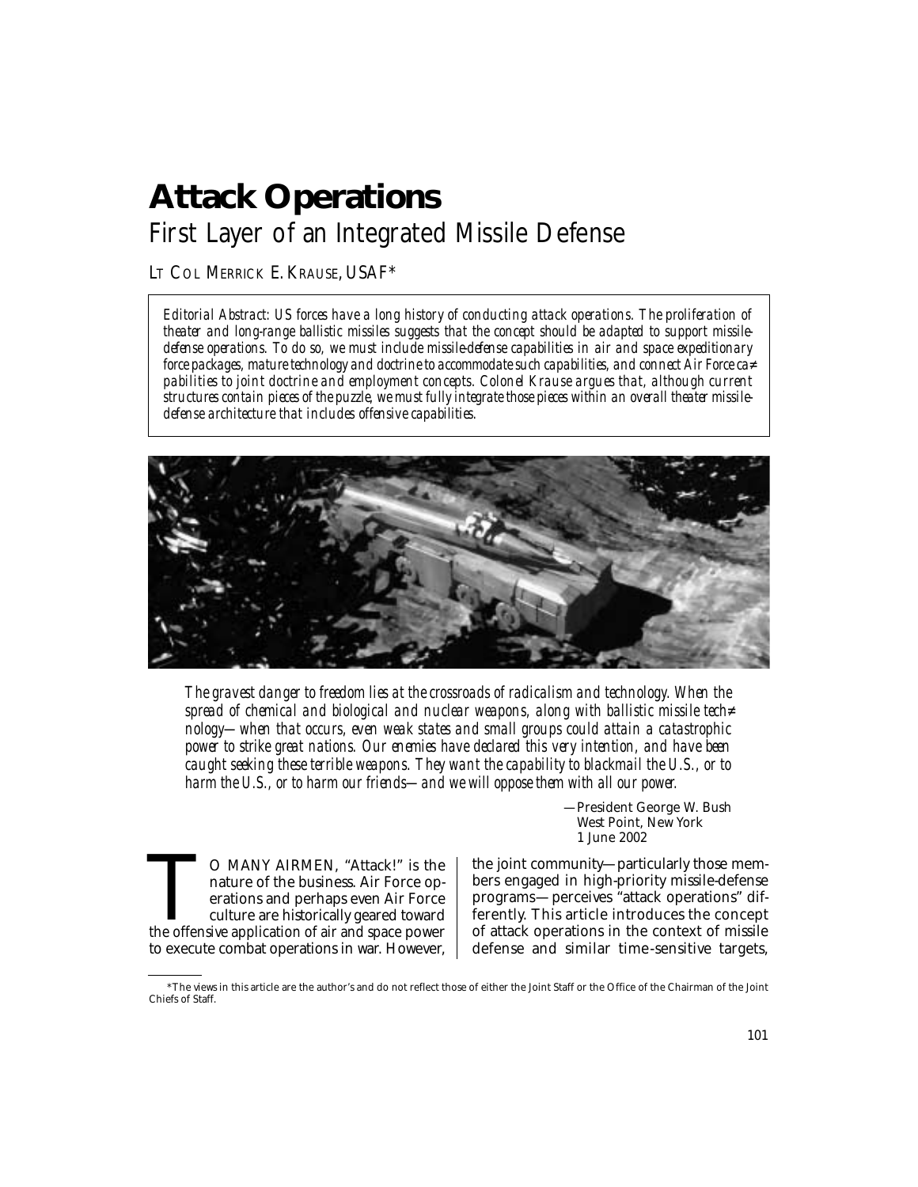# Attack Operations

## First Layer of an Integrated Missile Defense

LT COL MERRICK E. KRAUSE, USAF*

*Editorial Abstract: US forces have a long history of conducting attack operations. The proliferation of theater and long-range ballistic missiles suggests that the concept should be adapted to support missile-defense operations. To do so, we must include missile-defense capabilities in air and space expeditionary force packages, mature technology and doctrine to accommodate such capabilities, and connect Air Force capabilities to joint doctrine and employment concepts. Colonel Krause argues that, although current structures contain pieces of the puzzle, we must fully integrate those pieces within an overall theater missile-defense architecture that includes offensive capabilities.*

> *The gravest danger to freedom lies at the crossroads of radicalism and technology. When the spread of chemical and biological and nuclear weapons, along with ballistic missile technology—when that occurs, even weak states and small groups could attain a catastrophic power to strike great nations. Our enemies have declared this very intention, and have been caught seeking these terrible weapons. They want the capability to blackmail the U.S., or to harm the U.S., or to harm our friends—and we will oppose them with all our power.*
>
> —President George W. Bush
> West Point, New York
> 1 June 2002

TO MANY AIRMEN, "Attack!" is the nature of the business. Air Force operations and perhaps even Air Force culture are historically geared toward the offensive application of air and space power to execute combat operations in war. However, the joint community—particularly those members engaged in high-priority missile-defense programs—perceives "attack operations" differently. This article introduces the concept of attack operations in the context of missile defense and similar time-sensitive targets,

*The views in this article are the author's and do not reflect those of either the Joint Staff or the Office of the Chairman of the Joint Chiefs of Staff.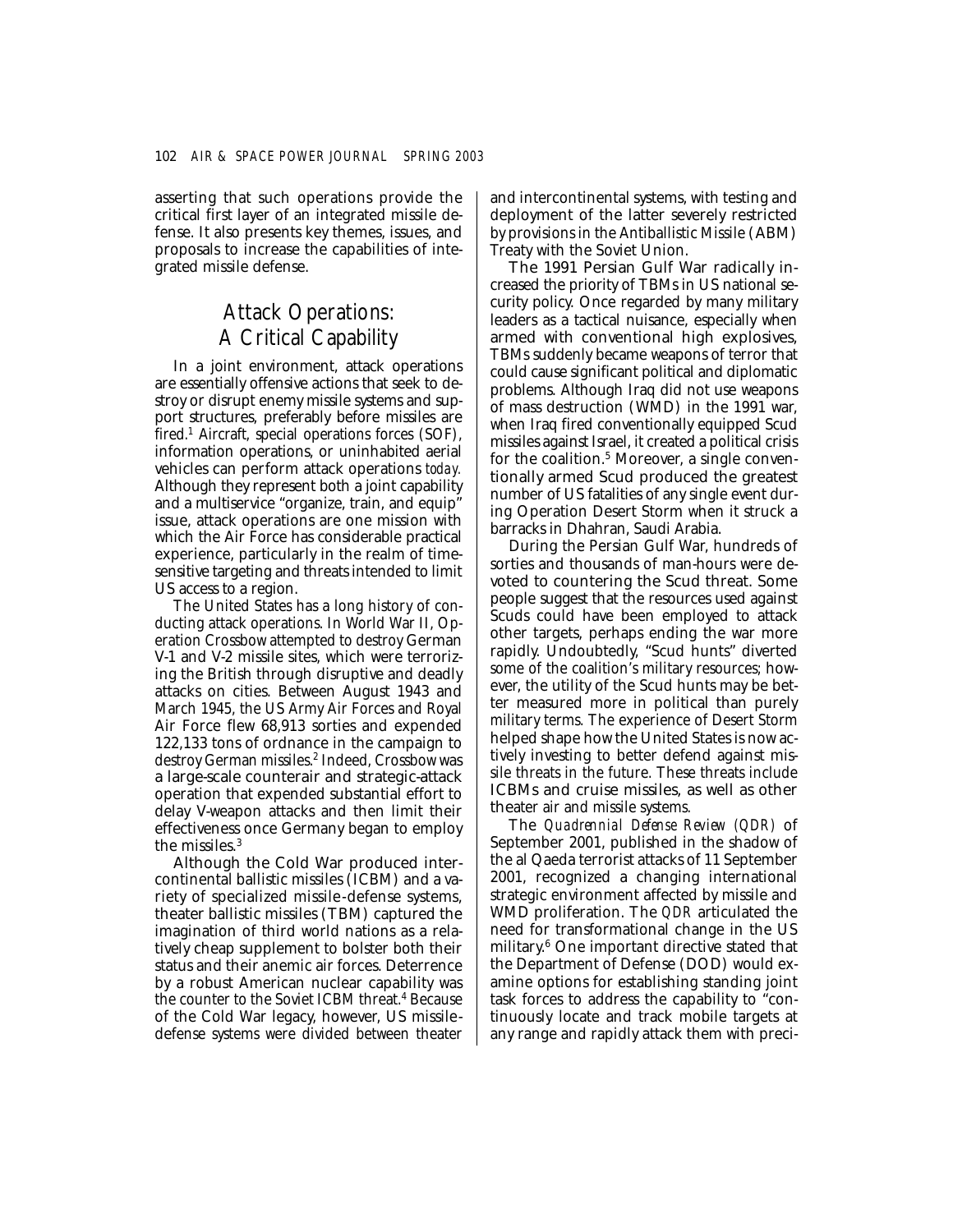asserting that such operations provide the critical first layer of an integrated missile defense. It also presents key themes, issues, and proposals to increase the capabilities of integrated missile defense.

## Attack Operations: A Critical Capability

In a joint environment, attack operations are essentially offensive actions that seek to destroy or disrupt enemy missile systems and support structures, preferably before missiles are fired.[1] Aircraft, special operations forces (SOF), information operations, or uninhabited aerial vehicles can perform attack operations *today*. Although they represent both a joint capability and a multiservice "organize, train, and equip" issue, attack operations are one mission with which the Air Force has considerable practical experience, particularly in the realm of time-sensitive targeting and threats intended to limit US access to a region.

The United States has a long history of conducting attack operations. In World War II, Operation Crossbow attempted to destroy German V-1 and V-2 missile sites, which were terrorizing the British through disruptive and deadly attacks on cities. Between August 1943 and March 1945, the US Army Air Forces and Royal Air Force flew 68,913 sorties and expended 122,133 tons of ordnance in the campaign to destroy German missiles.[2] Indeed, Crossbow was a large-scale counterair and strategic-attack operation that expended substantial effort to delay V-weapon attacks and then limit their effectiveness once Germany began to employ the missiles.[3]

Although the Cold War produced intercontinental ballistic missiles (ICBM) and a variety of specialized missile-defense systems, theater ballistic missiles (TBM) captured the imagination of third world nations as a relatively cheap supplement to bolster both their status and their anemic air forces. Deterrence by a robust American nuclear capability was the counter to the Soviet ICBM threat.[4] Because of the Cold War legacy, however, US missile-defense systems were divided between theater and intercontinental systems, with testing and deployment of the latter severely restricted by provisions in the Antiballistic Missile (ABM) Treaty with the Soviet Union.

The 1991 Persian Gulf War radically increased the priority of TBMs in US national security policy. Once regarded by many military leaders as a tactical nuisance, especially when armed with conventional high explosives, TBMs suddenly became weapons of terror that could cause significant political and diplomatic problems. Although Iraq did not use weapons of mass destruction (WMD) in the 1991 war, when Iraq fired conventionally equipped Scud missiles against Israel, it created a political crisis for the coalition.[5] Moreover, a single conventionally armed Scud produced the greatest number of US fatalities of any single event during Operation Desert Storm when it struck a barracks in Dhahran, Saudi Arabia.

During the Persian Gulf War, hundreds of sorties and thousands of man-hours were devoted to countering the Scud threat. Some people suggest that the resources used against Scuds could have been employed to attack other targets, perhaps ending the war more rapidly. Undoubtedly, "Scud hunts" diverted some of the coalition's military resources; however, the utility of the Scud hunts may be better measured more in political than purely military terms. The experience of Desert Storm helped shape how the United States is now actively investing to better defend against missile threats in the future. These threats include ICBMs and cruise missiles, as well as other theater air and missile systems.

The *Quadrennial Defense Review (QDR)* of September 2001, published in the shadow of the al Qaeda terrorist attacks of 11 September 2001, recognized a changing international strategic environment affected by missile and WMD proliferation. The *QDR* articulated the need for transformational change in the US military.[6] One important directive stated that the Department of Defense (DOD) would examine options for establishing standing joint task forces to address the capability to "continuously locate and track mobile targets at any range and rapidly attack them with preci-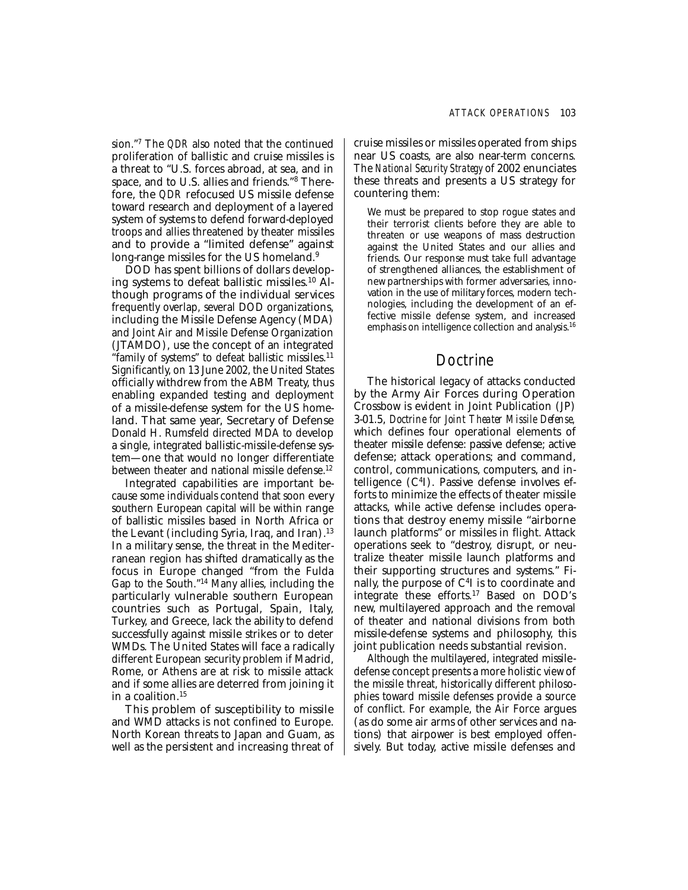sion."[7] The *QDR* also noted that the continued proliferation of ballistic and cruise missiles is a threat to "U.S. forces abroad, at sea, and in space, and to U.S. allies and friends."[8] Therefore, the *QDR* refocused US missile defense toward research and deployment of a layered system of systems to defend forward-deployed troops and allies threatened by theater missiles and to provide a "limited defense" against long-range missiles for the US homeland.[9]

DOD has spent billions of dollars developing systems to defeat ballistic missiles.[10] Although programs of the individual services frequently overlap, several DOD organizations, including the Missile Defense Agency (MDA) and Joint Air and Missile Defense Organization (JTAMDO), use the concept of an integrated "family of systems" to defeat ballistic missiles.[11] Significantly, on 13 June 2002, the United States officially withdrew from the ABM Treaty, thus enabling expanded testing and deployment of a missile-defense system for the US homeland. That same year, Secretary of Defense Donald H. Rumsfeld directed MDA to develop a single, integrated ballistic-missile-defense system—one that would no longer differentiate between theater and national missile defense.[12]

Integrated capabilities are important because some individuals contend that soon every southern European capital will be within range of ballistic missiles based in North Africa or the Levant (including Syria, Iraq, and Iran).[13] In a military sense, the threat in the Mediterranean region has shifted dramatically as the focus in Europe changed "from the Fulda Gap to the South."[14] Many allies, including the particularly vulnerable southern European countries such as Portugal, Spain, Italy, Turkey, and Greece, lack the ability to defend successfully against missile strikes or to deter WMDs. The United States will face a radically different European security problem if Madrid, Rome, or Athens are at risk to missile attack and if some allies are deterred from joining it in a coalition.[15]

This problem of susceptibility to missile and WMD attacks is not confined to Europe. North Korean threats to Japan and Guam, as well as the persistent and increasing threat of cruise missiles or missiles operated from ships near US coasts, are also near-term concerns. The *National Security Strategy* of 2002 enunciates these threats and presents a US strategy for countering them:

> We must be prepared to stop rogue states and their terrorist clients before they are able to threaten or use weapons of mass destruction against the United States and our allies and friends. Our response must take full advantage of strengthened alliances, the establishment of new partnerships with former adversaries, innovation in the use of military forces, modern technologies, including the development of an effective missile defense system, and increased emphasis on intelligence collection and analysis.[16]

## Doctrine

The historical legacy of attacks conducted by the Army Air Forces during Operation Crossbow is evident in Joint Publication (JP) 3-01.5, *Doctrine for Joint Theater Missile Defense,* which defines four operational elements of theater missile defense: passive defense; active defense; attack operations; and command, control, communications, computers, and intelligence ($C^4I$). Passive defense involves efforts to minimize the effects of theater missile attacks, while active defense includes operations that destroy enemy missile "airborne launch platforms" or missiles in flight. Attack operations seek to "destroy, disrupt, or neutralize theater missile launch platforms and their supporting structures and systems." Finally, the purpose of $C^4I$ is to coordinate and integrate these efforts.[17] Based on DOD's new, multilayered approach and the removal of theater and national divisions from both missile-defense systems and philosophy, this joint publication needs substantial revision.

Although the multilayered, integrated missile-defense concept presents a more holistic view of the missile threat, historically different philosophies toward missile defenses provide a source of conflict. For example, the Air Force argues (as do some air arms of other services and nations) that airpower is best employed offensively. But today, active missile defenses and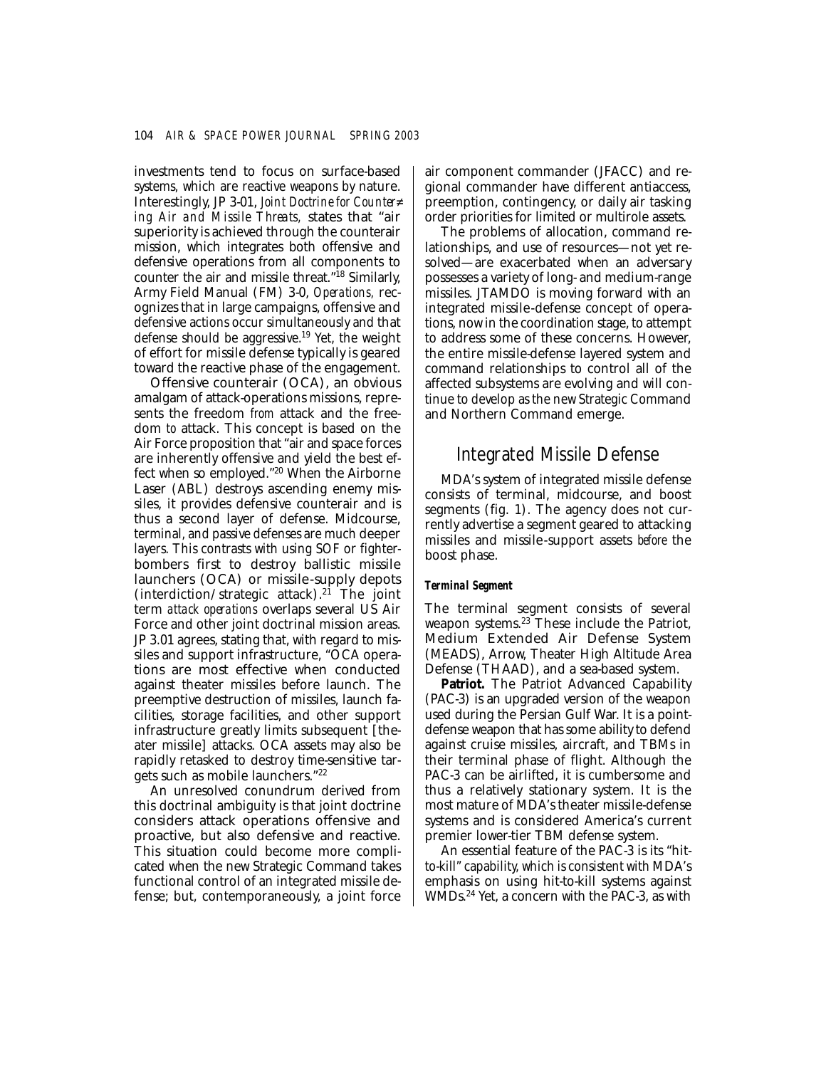investments tend to focus on surface-based systems, which are reactive weapons by nature. Interestingly, JP 3-01, *Joint Doctrine for Countering Air and Missile Threats,* states that "air superiority is achieved through the counterair mission, which integrates both offensive and defensive operations from all components to counter the air and missile threat."[18] Similarly, Army Field Manual (FM) 3-0, *Operations,* recognizes that in large campaigns, offensive and defensive actions occur simultaneously and that defense should be aggressive.[19] Yet, the weight of effort for missile defense typically is geared toward the reactive phase of the engagement.

Offensive counterair (OCA), an obvious amalgam of attack-operations missions, represents the freedom *from* attack and the freedom *to* attack. This concept is based on the Air Force proposition that "air and space forces are inherently offensive and yield the best effect when so employed."[20] When the Airborne Laser (ABL) destroys ascending enemy missiles, it provides defensive counterair and is thus a second layer of defense. Midcourse, terminal, and passive defenses are much deeper layers. This contrasts with using SOF or fighter-bombers first to destroy ballistic missile launchers (OCA) or missile-supply depots (interdiction/strategic attack).[21] The joint term *attack operations* overlaps several US Air Force and other joint doctrinal mission areas. JP 3.01 agrees, stating that, with regard to missiles and support infrastructure, "OCA operations are most effective when conducted against theater missiles before launch. The preemptive destruction of missiles, launch facilities, storage facilities, and other support infrastructure greatly limits subsequent [theater missile] attacks. OCA assets may also be rapidly retasked to destroy time-sensitive targets such as mobile launchers."[22]

An unresolved conundrum derived from this doctrinal ambiguity is that joint doctrine considers attack operations offensive and proactive, but also defensive and reactive. This situation could become more complicated when the new Strategic Command takes functional control of an integrated missile defense; but, contemporaneously, a joint force air component commander (JFACC) and regional commander have different antiaccess, preemption, contingency, or daily air tasking order priorities for limited or multirole assets.

The problems of allocation, command relationships, and use of resources—not yet resolved—are exacerbated when an adversary possesses a variety of long- and medium-range missiles. JTAMDO is moving forward with an integrated missile-defense concept of operations, now in the coordination stage, to attempt to address some of these concerns. However, the entire missile-defense layered system and command relationships to control all of the affected subsystems are evolving and will continue to develop as the new Strategic Command and Northern Command emerge.

## Integrated Missile Defense

MDA's system of integrated missile defense consists of terminal, midcourse, and boost segments (fig. 1). The agency does not currently advertise a segment geared to attacking missiles and missile-support assets *before* the boost phase.

### *Terminal Segment*

The terminal segment consists of several weapon systems.[23] These include the Patriot, Medium Extended Air Defense System (MEADS), Arrow, Theater High Altitude Area Defense (THAAD), and a sea-based system.

**Patriot.** The Patriot Advanced Capability (PAC-3) is an upgraded version of the weapon used during the Persian Gulf War. It is a point-defense weapon that has some ability to defend against cruise missiles, aircraft, and TBMs in their terminal phase of flight. Although the PAC-3 can be airlifted, it is cumbersome and thus a relatively stationary system. It is the most mature of MDA's theater missile-defense systems and is considered America's current premier lower-tier TBM defense system.

An essential feature of the PAC-3 is its "hit-to-kill" capability, which is consistent with MDA's emphasis on using hit-to-kill systems against WMDs.[24] Yet, a concern with the PAC-3, as with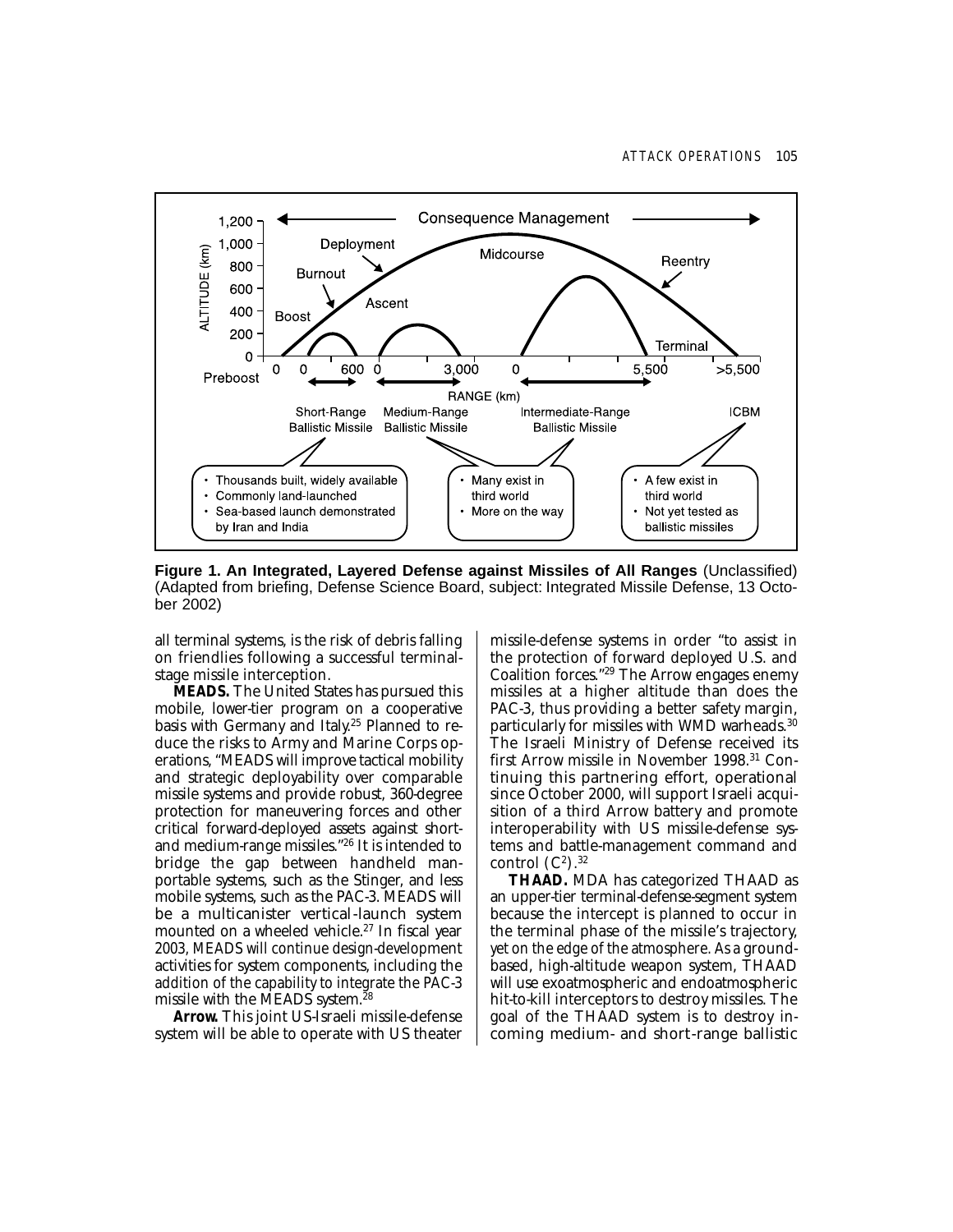**Figure 1. An Integrated, Layered Defense against Missiles of All Ranges** (Unclassified) (Adapted from briefing, Defense Science Board, subject: Integrated Missile Defense, 13 October 2002)

all terminal systems, is the risk of debris falling on friendlies following a successful terminal-stage missile interception.

**MEADS.** The United States has pursued this mobile, lower-tier program on a cooperative basis with Germany and Italy.[25] Planned to reduce the risks to Army and Marine Corps operations, "MEADS will improve tactical mobility and strategic deployability over comparable missile systems and provide robust, 360-degree protection for maneuvering forces and other critical forward-deployed assets against short- and medium-range missiles."[26] It is intended to bridge the gap between handheld man-portable systems, such as the Stinger, and less mobile systems, such as the PAC-3. MEADS will be a multicanister vertical-launch system mounted on a wheeled vehicle.[27] In fiscal year 2003, MEADS will continue design-development activities for system components, including the addition of the capability to integrate the PAC-3 missile with the MEADS system.[28]

**Arrow.** This joint US-Israeli missile-defense system will be able to operate with US theater missile-defense systems in order "to assist in the protection of forward deployed U.S. and Coalition forces."[29] The Arrow engages enemy missiles at a higher altitude than does the PAC-3, thus providing a better safety margin, particularly for missiles with WMD warheads.[30] The Israeli Ministry of Defense received its first Arrow missile in November 1998.[31] Continuing this partnering effort, operational since October 2000, will support Israeli acquisition of a third Arrow battery and promote interoperability with US missile-defense systems and battle-management command and control ($C^2$).[32]

**THAAD.** MDA has categorized THAAD as an upper-tier terminal-defense-segment system because the intercept is planned to occur in the terminal phase of the missile's trajectory, yet on the edge of the atmosphere. As a ground-based, high-altitude weapon system, THAAD will use exoatmospheric and endoatmospheric hit-to-kill interceptors to destroy missiles. The goal of the THAAD system is to destroy incoming medium- and short-range ballistic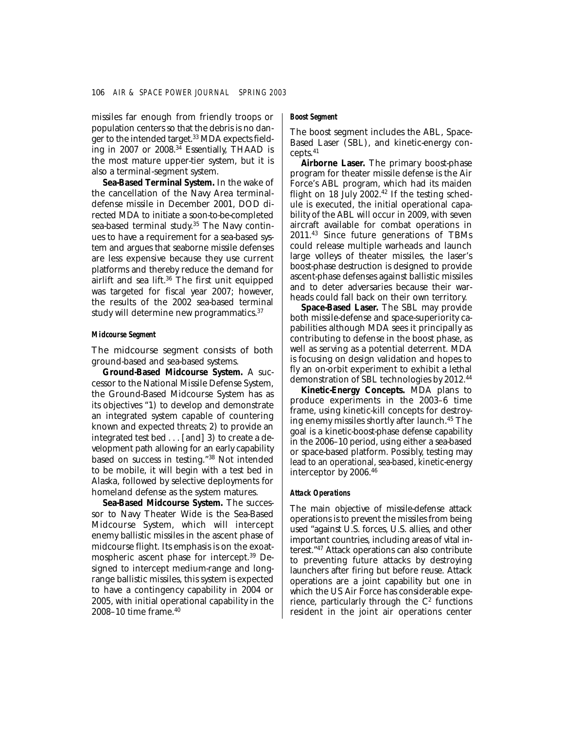missiles far enough from friendly troops or population centers so that the debris is no danger to the intended target.[33] MDA expects fielding in 2007 or 2008.[34] Essentially, THAAD is the most mature upper-tier system, but it is also a terminal-segment system.

**Sea-Based Terminal System.** In the wake of the cancellation of the Navy Area terminal-defense missile in December 2001, DOD directed MDA to initiate a soon-to-be-completed sea-based terminal study.[35] The Navy continues to have a requirement for a sea-based system and argues that seaborne missile defenses are less expensive because they use current platforms and thereby reduce the demand for airlift and sea lift.[36] The first unit equipped was targeted for fiscal year 2007; however, the results of the 2002 sea-based terminal study will determine new programmatics.[37]

#### *Midcourse Segment*

The midcourse segment consists of both ground-based and sea-based systems.

**Ground-Based Midcourse System.** A successor to the National Missile Defense System, the Ground-Based Midcourse System has as its objectives "1) to develop and demonstrate an integrated system capable of countering known and expected threats; 2) to provide an integrated test bed . . . [and] 3) to create a development path allowing for an early capability based on success in testing."[38] Not intended to be mobile, it will begin with a test bed in Alaska, followed by selective deployments for homeland defense as the system matures.

**Sea-Based Midcourse System.** The successor to Navy Theater Wide is the Sea-Based Midcourse System, which will intercept enemy ballistic missiles in the ascent phase of midcourse flight. Its emphasis is on the exoatmospheric ascent phase for intercept.[39] Designed to intercept medium-range and long-range ballistic missiles, this system is expected to have a contingency capability in 2004 or 2005, with initial operational capability in the 2008–10 time frame.[40]

#### *Boost Segment*

The boost segment includes the ABL, Space-Based Laser (SBL), and kinetic-energy concepts.[41]

**Airborne Laser.** The primary boost-phase program for theater missile defense is the Air Force's ABL program, which had its maiden flight on 18 July 2002.[42] If the testing schedule is executed, the initial operational capability of the ABL will occur in 2009, with seven aircraft available for combat operations in 2011.[43] Since future generations of TBMs could release multiple warheads and launch large volleys of theater missiles, the laser's boost-phase destruction is designed to provide ascent-phase defenses against ballistic missiles and to deter adversaries because their warheads could fall back on their own territory.

**Space-Based Laser.** The SBL may provide both missile-defense and space-superiority capabilities although MDA sees it principally as contributing to defense in the boost phase, as well as serving as a potential deterrent. MDA is focusing on design validation and hopes to fly an on-orbit experiment to exhibit a lethal demonstration of SBL technologies by 2012.[44]

**Kinetic-Energy Concepts.** MDA plans to produce experiments in the 2003–6 time frame, using kinetic-kill concepts for destroying enemy missiles shortly after launch.[45] The goal is a kinetic-boost-phase defense capability in the 2006–10 period, using either a sea-based or space-based platform. Possibly, testing may lead to an operational, sea-based, kinetic-energy interceptor by 2006.[46]

#### *Attack Operations*

The main objective of missile-defense attack operations is to prevent the missiles from being used "against U.S. forces, U.S. allies, and other important countries, including areas of vital interest."[47] Attack operations can also contribute to preventing future attacks by destroying launchers after firing but before reuse. Attack operations are a joint capability but one in which the US Air Force has considerable experience, particularly through the $C^2$ functions resident in the joint air operations center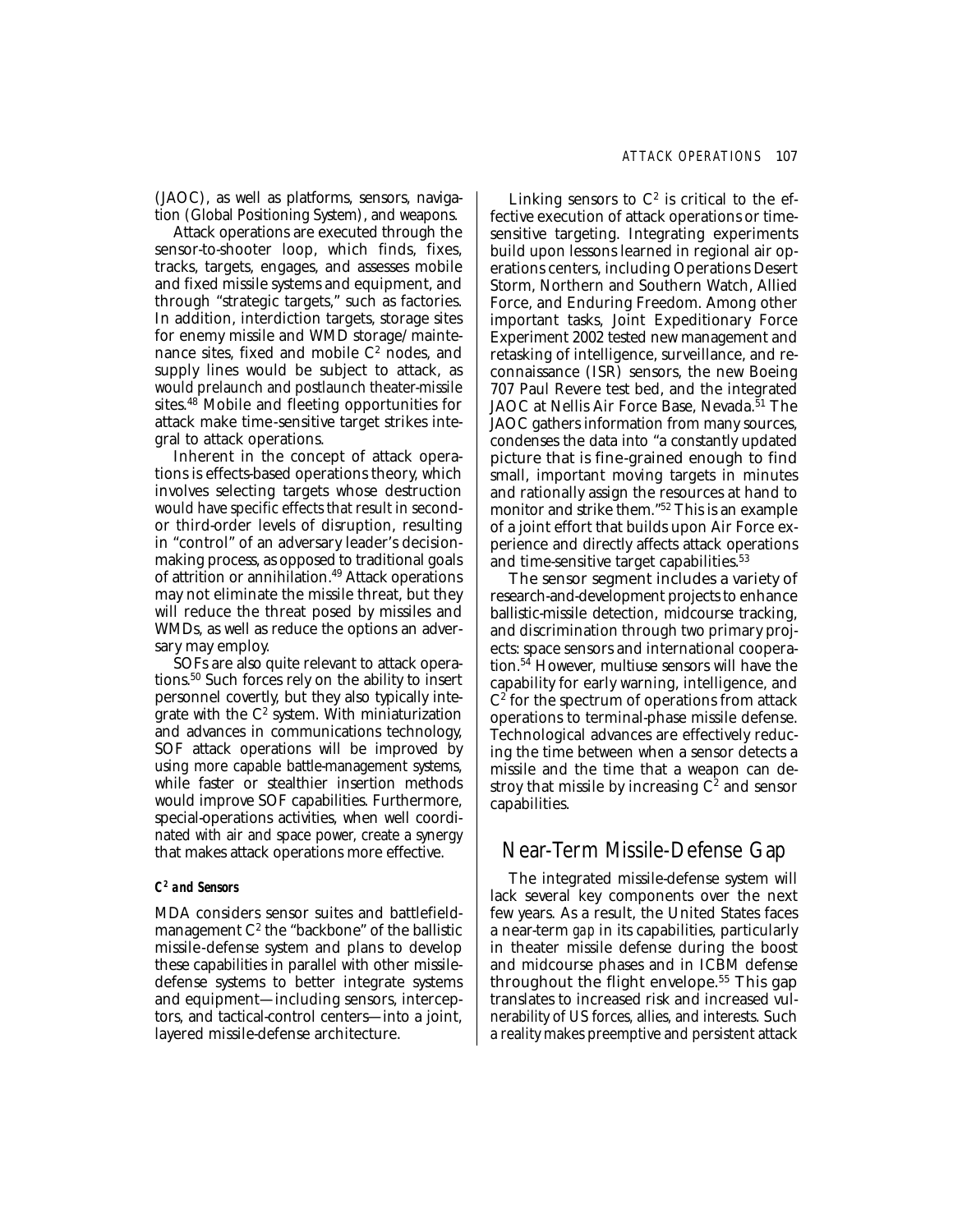(JAOC), as well as platforms, sensors, navigation (Global Positioning System), and weapons.

Attack operations are executed through the sensor-to-shooter loop, which finds, fixes, tracks, targets, engages, and assesses mobile and fixed missile systems and equipment, and through "strategic targets," such as factories. In addition, interdiction targets, storage sites for enemy missile and WMD storage/maintenance sites, fixed and mobile $C^2$ nodes, and supply lines would be subject to attack, as would prelaunch and postlaunch theater-missile sites.[48] Mobile and fleeting opportunities for attack make time-sensitive target strikes integral to attack operations.

Inherent in the concept of attack operations is effects-based operations theory, which involves selecting targets whose destruction would have specific effects that result in second- or third-order levels of disruption, resulting in "control" of an adversary leader's decision-making process, as opposed to traditional goals of attrition or annihilation.[49] Attack operations may not eliminate the missile threat, but they will reduce the threat posed by missiles and WMDs, as well as reduce the options an adversary may employ.

SOFs are also quite relevant to attack operations.[50] Such forces rely on the ability to insert personnel covertly, but they also typically integrate with the $C^2$ system. With miniaturization and advances in communications technology, SOF attack operations will be improved by using more capable battle-management systems, while faster or stealthier insertion methods would improve SOF capabilities. Furthermore, special-operations activities, when well coordinated with air and space power, create a synergy that makes attack operations more effective.

### *$C^2$ and Sensors*

MDA considers sensor suites and battlefield-management $C^2$ the "backbone" of the ballistic missile-defense system and plans to develop these capabilities in parallel with other missile-defense systems to better integrate systems and equipment—including sensors, interceptors, and tactical-control centers—into a joint, layered missile-defense architecture.

Linking sensors to $C^2$ is critical to the effective execution of attack operations or time-sensitive targeting. Integrating experiments build upon lessons learned in regional air operations centers, including Operations Desert Storm, Northern and Southern Watch, Allied Force, and Enduring Freedom. Among other important tasks, Joint Expeditionary Force Experiment 2002 tested new management and retasking of intelligence, surveillance, and reconnaissance (ISR) sensors, the new Boeing 707 Paul Revere test bed, and the integrated JAOC at Nellis Air Force Base, Nevada.[51] The JAOC gathers information from many sources, condenses the data into "a constantly updated picture that is fine-grained enough to find small, important moving targets in minutes and rationally assign the resources at hand to monitor and strike them."[52] This is an example of a joint effort that builds upon Air Force experience and directly affects attack operations and time-sensitive target capabilities.[53]

The sensor segment includes a variety of research-and-development projects to enhance ballistic-missile detection, midcourse tracking, and discrimination through two primary projects: space sensors and international cooperation.[54] However, multiuse sensors will have the capability for early warning, intelligence, and $C^2$ for the spectrum of operations from attack operations to terminal-phase missile defense. Technological advances are effectively reducing the time between when a sensor detects a missile and the time that a weapon can destroy that missile by increasing $C^2$ and sensor capabilities.

## Near-Term Missile-Defense Gap

The integrated missile-defense system will lack several key components over the next few years. As a result, the United States faces a near-term *gap* in its capabilities, particularly in theater missile defense during the boost and midcourse phases and in ICBM defense throughout the flight envelope.[55] This gap translates to increased risk and increased vulnerability of US forces, allies, and interests. Such a reality makes preemptive and persistent attack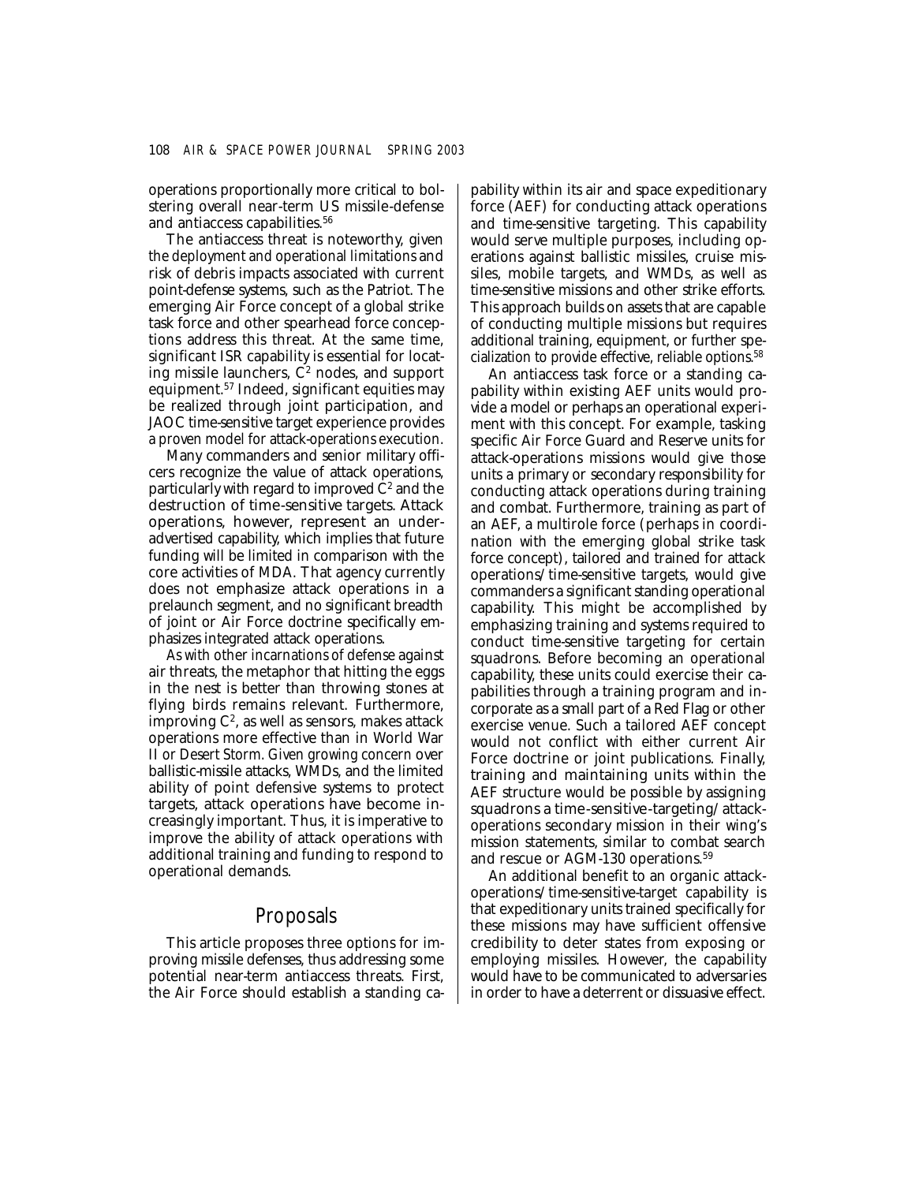operations proportionally more critical to bolstering overall near-term US missile-defense and antiaccess capabilities.[56]

The antiaccess threat is noteworthy, given the deployment and operational limitations and risk of debris impacts associated with current point-defense systems, such as the Patriot. The emerging Air Force concept of a global strike task force and other spearhead force conceptions address this threat. At the same time, significant ISR capability is essential for locating missile launchers, $C^2$ nodes, and support equipment.[57] Indeed, significant equities may be realized through joint participation, and JAOC time-sensitive target experience provides a proven model for attack-operations execution.

Many commanders and senior military officers recognize the value of attack operations, particularly with regard to improved $C^2$ and the destruction of time-sensitive targets. Attack operations, however, represent an underadvertised capability, which implies that future funding will be limited in comparison with the core activities of MDA. That agency currently does not emphasize attack operations in a prelaunch segment, and no significant breadth of joint or Air Force doctrine specifically emphasizes integrated attack operations.

As with other incarnations of defense against air threats, the metaphor that hitting the eggs in the nest is better than throwing stones at flying birds remains relevant. Furthermore, improving $C^2$, as well as sensors, makes attack operations more effective than in World War II or Desert Storm. Given growing concern over ballistic-missile attacks, WMDs, and the limited ability of point defensive systems to protect targets, attack operations have become increasingly important. Thus, it is imperative to improve the ability of attack operations with additional training and funding to respond to operational demands.

## Proposals

This article proposes three options for improving missile defenses, thus addressing some potential near-term antiaccess threats. First, the Air Force should establish a standing capability within its air and space expeditionary force (AEF) for conducting attack operations and time-sensitive targeting. This capability would serve multiple purposes, including operations against ballistic missiles, cruise missiles, mobile targets, and WMDs, as well as time-sensitive missions and other strike efforts. This approach builds on assets that are capable of conducting multiple missions but requires additional training, equipment, or further specialization to provide effective, reliable options.[58]

An antiaccess task force or a standing capability within existing AEF units would provide a model or perhaps an operational experiment with this concept. For example, tasking specific Air Force Guard and Reserve units for attack-operations missions would give those units a primary or secondary responsibility for conducting attack operations during training and combat. Furthermore, training as part of an AEF, a multirole force (perhaps in coordination with the emerging global strike task force concept), tailored and trained for attack operations/time-sensitive targets, would give commanders a significant standing operational capability. This might be accomplished by emphasizing training and systems required to conduct time-sensitive targeting for certain squadrons. Before becoming an operational capability, these units could exercise their capabilities through a training program and incorporate as a small part of a Red Flag or other exercise venue. Such a tailored AEF concept would not conflict with either current Air Force doctrine or joint publications. Finally, training and maintaining units within the AEF structure would be possible by assigning squadrons a time-sensitive-targeting/attack-operations secondary mission in their wing's mission statements, similar to combat search and rescue or AGM-130 operations.[59]

An additional benefit to an organic attack-operations/time-sensitive-target capability is that expeditionary units trained specifically for these missions may have sufficient offensive credibility to deter states from exposing or employing missiles. However, the capability would have to be communicated to adversaries in order to have a deterrent or dissuasive effect.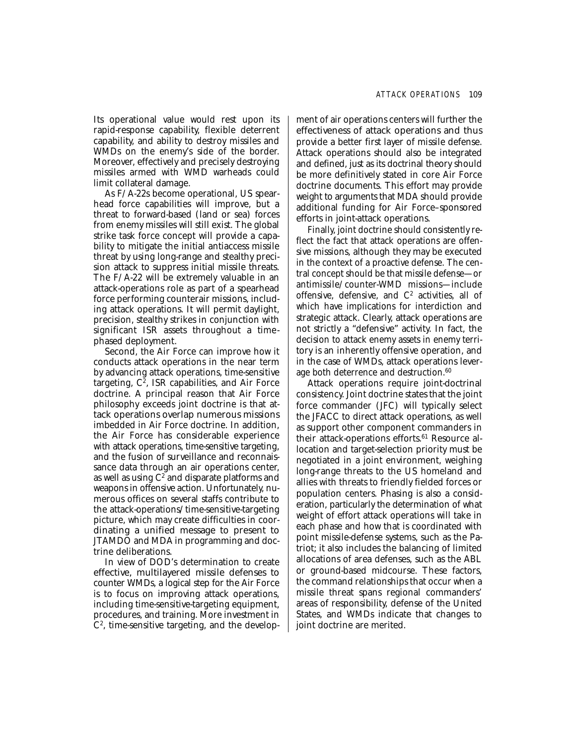Its operational value would rest upon its rapid-response capability, flexible deterrent capability, and ability to destroy missiles and WMDs on the enemy's side of the border. Moreover, effectively and precisely destroying missiles armed with WMD warheads could limit collateral damage.

As F/A-22s become operational, US spearhead force capabilities will improve, but a threat to forward-based (land or sea) forces from enemy missiles will still exist. The global strike task force concept will provide a capability to mitigate the initial antiaccess missile threat by using long-range and stealthy precision attack to suppress initial missile threats. The F/A-22 will be extremely valuable in an attack-operations role as part of a spearhead force performing counterair missions, including attack operations. It will permit daylight, precision, stealthy strikes in conjunction with significant ISR assets throughout a time-phased deployment.

Second, the Air Force can improve how it conducts attack operations in the near term by advancing attack operations, time-sensitive targeting, $C^2$, ISR capabilities, and Air Force doctrine. A principal reason that Air Force philosophy exceeds joint doctrine is that attack operations overlap numerous missions imbedded in Air Force doctrine. In addition, the Air Force has considerable experience with attack operations, time-sensitive targeting, and the fusion of surveillance and reconnaissance data through an air operations center, as well as using $C^2$ and disparate platforms and weapons in offensive action. Unfortunately, numerous offices on several staffs contribute to the attack-operations/time-sensitive-targeting picture, which may create difficulties in coordinating a unified message to present to JTAMDO and MDA in programming and doctrine deliberations.

In view of DOD's determination to create effective, multilayered missile defenses to counter WMDs, a logical step for the Air Force is to focus on improving attack operations, including time-sensitive-targeting equipment, procedures, and training. More investment in $C^2$, time-sensitive targeting, and the development of air operations centers will further the effectiveness of attack operations and thus provide a better first layer of missile defense. Attack operations should also be integrated and defined, just as its doctrinal theory should be more definitively stated in core Air Force doctrine documents. This effort may provide weight to arguments that MDA should provide additional funding for Air Force–sponsored efforts in joint-attack operations.

Finally, joint doctrine should consistently reflect the fact that attack operations are offensive missions, although they may be executed in the context of a proactive defense. The central concept should be that missile defense—or antimissile/counter-WMD missions—include offensive, defensive, and $C^2$ activities, all of which have implications for interdiction and strategic attack. Clearly, attack operations are not strictly a "defensive" activity. In fact, the decision to attack enemy assets in enemy territory is an inherently offensive operation, and in the case of WMDs, attack operations leverage both deterrence and destruction.[60]

Attack operations require joint-doctrinal consistency. Joint doctrine states that the joint force commander (JFC) will typically select the JFACC to direct attack operations, as well as support other component commanders in their attack-operations efforts.[61] Resource allocation and target-selection priority must be negotiated in a joint environment, weighing long-range threats to the US homeland and allies with threats to friendly fielded forces or population centers. Phasing is also a consideration, particularly the determination of what weight of effort attack operations will take in each phase and how that is coordinated with point missile-defense systems, such as the Patriot; it also includes the balancing of limited allocations of area defenses, such as the ABL or ground-based midcourse. These factors, the command relationships that occur when a missile threat spans regional commanders' areas of responsibility, defense of the United States, and WMDs indicate that changes to joint doctrine are merited.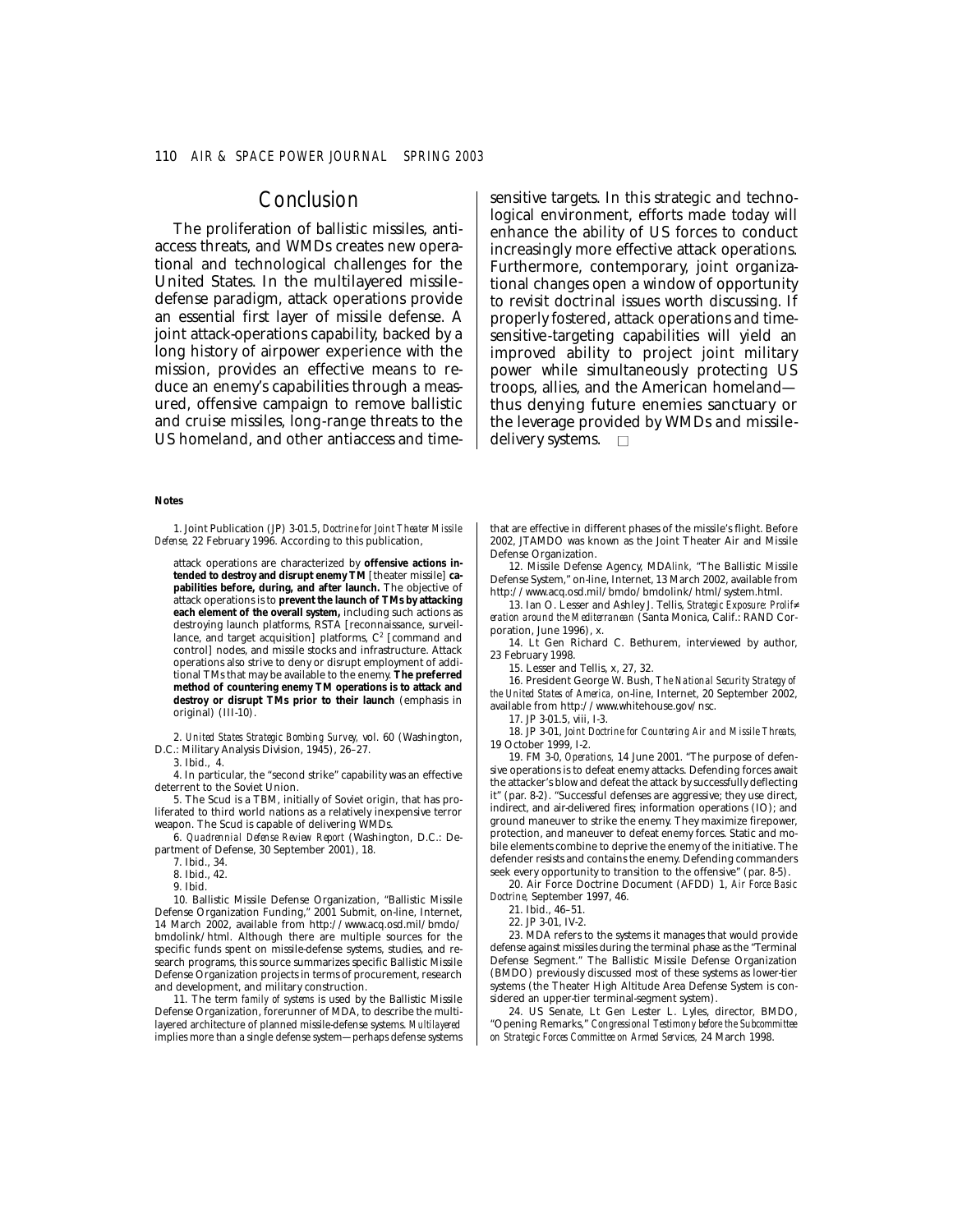## Conclusion

The proliferation of ballistic missiles, anti-access threats, and WMDs creates new operational and technological challenges for the United States. In the multilayered missile-defense paradigm, attack operations provide an essential first layer of missile defense. A joint attack-operations capability, backed by a long history of airpower experience with the mission, provides an effective means to reduce an enemy's capabilities through a measured, offensive campaign to remove ballistic and cruise missiles, long-range threats to the US homeland, and other antiaccess and time-sensitive targets. In this strategic and technological environment, efforts made today will enhance the ability of US forces to conduct increasingly more effective attack operations. Furthermore, contemporary, joint organizational changes open a window of opportunity to revisit doctrinal issues worth discussing. If properly fostered, attack operations and time-sensitive-targeting capabilities will yield an improved ability to project joint military power while simultaneously protecting US troops, allies, and the American homeland—thus denying future enemies sanctuary or the leverage provided by WMDs and missile-delivery systems. □

### Notes

1. Joint Publication (JP) 3-01.5, *Doctrine for Joint Theater Missile Defense*, 22 February 1996. According to this publication,

> attack operations are characterized by **offensive actions intended to destroy and disrupt enemy TM** [theater missile] **capabilities before, during, and after launch.** The objective of attack operations is to **prevent the launch of TMs by attacking each element of the overall system,** including such actions as destroying launch platforms, RSTA [reconnaissance, surveillance, and target acquisition] platforms, $C^2$ [command and control] nodes, and missile stocks and infrastructure. Attack operations also strive to deny or disrupt employment of additional TMs that may be available to the enemy. **The preferred method of countering enemy TM operations is to attack and destroy or disrupt TMs prior to their launch** (emphasis in original) (III-10).

2. *United States Strategic Bombing Survey*, vol. 60 (Washington, D.C.: Military Analysis Division, 1945), 26–27.

3. Ibid., 4.

4. In particular, the "second strike" capability was an effective deterrent to the Soviet Union.

5. The Scud is a TBM, initially of Soviet origin, that has proliferated to third world nations as a relatively inexpensive terror weapon. The Scud is capable of delivering WMDs.

6. *Quadrennial Defense Review Report* (Washington, D.C.: Department of Defense, 30 September 2001), 18.

7. Ibid., 34.

8. Ibid., 42.

9. Ibid.

10. Ballistic Missile Defense Organization, "Ballistic Missile Defense Organization Funding," 2001 Submit, on-line, Internet, 14 March 2002, available from http://www.acq.osd.mil/bmdo/bmdolink/html. Although there are multiple sources for the specific funds spent on missile-defense systems, studies, and research programs, this source summarizes specific Ballistic Missile Defense Organization projects in terms of procurement, research and development, and military construction.

11. The term *family of systems* is used by the Ballistic Missile Defense Organization, forerunner of MDA, to describe the multilayered architecture of planned missile-defense systems. *Multilayered* implies more than a single defense system—perhaps defense systems that are effective in different phases of the missile's flight. Before 2002, JTAMDO was known as the Joint Theater Air and Missile Defense Organization.

12. Missile Defense Agency, MDA*link*, "The Ballistic Missile Defense System," on-line, Internet, 13 March 2002, available from http://www.acq.osd.mil/bmdo/bmdolink/html/system.html.

13. Ian O. Lesser and Ashley J. Tellis, *Strategic Exposure: Proliferation around the Mediterranean* (Santa Monica, Calif.: RAND Corporation, June 1996), x.

14. Lt Gen Richard C. Bethurem, interviewed by author, 23 February 1998.

15. Lesser and Tellis, x, 27, 32.

16. President George W. Bush, *The National Security Strategy of the United States of America*, on-line, Internet, 20 September 2002, available from http://www.whitehouse.gov/nsc.

17. JP 3-01.5, viii, I-3.

18. JP 3-01, *Joint Doctrine for Countering Air and Missile Threats*, 19 October 1999, I-2.

19. FM 3-0, *Operations*, 14 June 2001. "The purpose of defensive operations is to defeat enemy attacks. Defending forces await the attacker's blow and defeat the attack by successfully deflecting it" (par. 8-2). "Successful defenses are aggressive; they use direct, indirect, and air-delivered fires; information operations (IO); and ground maneuver to strike the enemy. They maximize firepower, protection, and maneuver to defeat enemy forces. Static and mobile elements combine to deprive the enemy of the initiative. The defender resists and contains the enemy. Defending commanders seek every opportunity to transition to the offensive" (par. 8-5).

20. Air Force Doctrine Document (AFDD) 1, *Air Force Basic Doctrine*, September 1997, 46.

21. Ibid., 46–51.

22. JP 3-01, IV-2.

23. MDA refers to the systems it manages that would provide defense against missiles during the terminal phase as the "Terminal Defense Segment." The Ballistic Missile Defense Organization (BMDO) previously discussed most of these systems as lower-tier systems (the Theater High Altitude Area Defense System is considered an upper-tier terminal-segment system).

24. US Senate, Lt Gen Lester L. Lyles, director, BMDO, "Opening Remarks," *Congressional Testimony before the Subcommittee on Strategic Forces Committee on Armed Services*, 24 March 1998.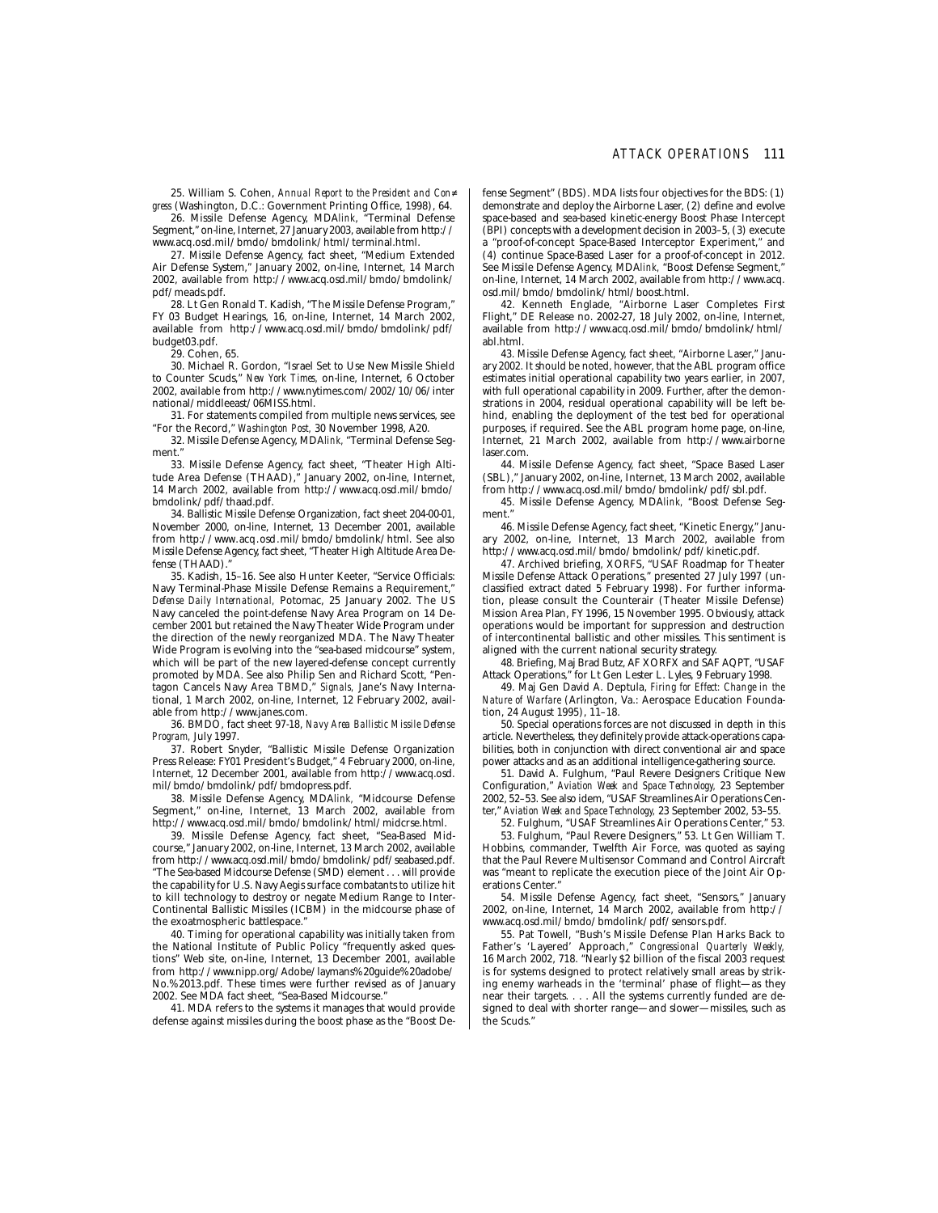25. William S. Cohen, *Annual Report to the President and Congress* (Washington, D.C.: Government Printing Office, 1998), 64.

26. Missile Defense Agency, MDA*link*, "Terminal Defense Segment," on-line, Internet, 27 January 2003, available from http://www.acq.osd.mil/bmdo/bmdolink/html/terminal.html.

27. Missile Defense Agency, fact sheet, "Medium Extended Air Defense System," January 2002, on-line, Internet, 14 March 2002, available from http://www.acq.osd.mil/bmdo/bmdolink/pdf/meads.pdf.

28. Lt Gen Ronald T. Kadish, "The Missile Defense Program," FY 03 Budget Hearings, 16, on-line, Internet, 14 March 2002, available from http://www.acq.osd.mil/bmdo/bmdolink/pdf/budget03.pdf.

29. Cohen, 65.

30. Michael R. Gordon, "Israel Set to Use New Missile Shield to Counter Scuds," *New York Times*, on-line, Internet, 6 October 2002, available from http://www.nytimes.com/2002/10/06/international/middleeast/06MISS.html.

31. For statements compiled from multiple news services, see "For the Record," *Washington Post*, 30 November 1998, A20.

32. Missile Defense Agency, MDA*link*, "Terminal Defense Segment."

33. Missile Defense Agency, fact sheet, "Theater High Altitude Area Defense (THAAD)," January 2002, on-line, Internet, 14 March 2002, available from http://www.acq.osd.mil/bmdo/bmdolink/pdf/thaad.pdf.

34. Ballistic Missile Defense Organization, fact sheet 204-00-01, November 2000, on-line, Internet, 13 December 2001, available from http://www.acq.osd.mil/bmdo/bmdolink/html. See also Missile Defense Agency, fact sheet, "Theater High Altitude Area Defense (THAAD)."

35. Kadish, 15–16. See also Hunter Keeter, "Service Officials: Navy Terminal-Phase Missile Defense Remains a Requirement," *Defense Daily International*, Potomac, 25 January 2002. The US Navy canceled the point-defense Navy Area Program on 14 December 2001 but retained the Navy Theater Wide Program under the direction of the newly reorganized MDA. The Navy Theater Wide Program is evolving into the "sea-based midcourse" system, which will be part of the new layered-defense concept currently promoted by MDA. See also Philip Sen and Richard Scott, "Pentagon Cancels Navy Area TBMD," *Signals*, Jane's Navy International, 1 March 2002, on-line, Internet, 12 February 2002, available from http://www.janes.com.

36. BMDO, fact sheet 97-18, *Navy Area Ballistic Missile Defense Program*, July 1997.

37. Robert Snyder, "Ballistic Missile Defense Organization Press Release: FY01 President's Budget," 4 February 2000, on-line, Internet, 12 December 2001, available from http://www.acq.osd.mil/bmdo/bmdolink/pdf/bmdopress.pdf.

38. Missile Defense Agency, MDA*link*, "Midcourse Defense Segment," on-line, Internet, 13 March 2002, available from http://www.acq.osd.mil/bmdo/bmdolink/html/midcrse.html.

39. Missile Defense Agency, fact sheet, "Sea-Based Midcourse," January 2002, on-line, Internet, 13 March 2002, available from http://www.acq.osd.mil/bmdo/bmdolink/pdf/seabased.pdf. "The Sea-based Midcourse Defense (SMD) element . . . will provide the capability for U.S. Navy Aegis surface combatants to utilize hit to kill technology to destroy or negate Medium Range to Inter-Continental Ballistic Missiles (ICBM) in the midcourse phase of the exoatmospheric battlespace."

40. Timing for operational capability was initially taken from the National Institute of Public Policy "frequently asked questions" Web site, on-line, Internet, 13 December 2001, available from http://www.nipp.org/Adobe/laymans%20guide%20adobe/No.%2013.pdf. These times were further revised as of January 2002. See MDA fact sheet, "Sea-Based Midcourse."

41. MDA refers to the systems it manages that would provide defense against missiles during the boost phase as the "Boost Defense Segment" (BDS). MDA lists four objectives for the BDS: (1) demonstrate and deploy the Airborne Laser, (2) define and evolve space-based and sea-based kinetic-energy Boost Phase Intercept (BPI) concepts with a development decision in 2003–5, (3) execute a "proof-of-concept Space-Based Interceptor Experiment," and (4) continue Space-Based Laser for a proof-of-concept in 2012. See Missile Defense Agency, MDA*link*, "Boost Defense Segment," on-line, Internet, 14 March 2002, available from http://www.acq.osd.mil/bmdo/bmdolink/html/boost.html.

42. Kenneth Englade, "Airborne Laser Completes First Flight," DE Release no. 2002-27, 18 July 2002, on-line, Internet, available from http://www.acq.osd.mil/bmdo/bmdolink/html/abl.html.

43. Missile Defense Agency, fact sheet, "Airborne Laser," January 2002. It should be noted, however, that the ABL program office estimates initial operational capability two years earlier, in 2007, with full operational capability in 2009. Further, after the demonstrations in 2004, residual operational capability will be left behind, enabling the deployment of the test bed for operational purposes, if required. See the ABL program home page, on-line, Internet, 21 March 2002, available from http://www.airbornelaser.com.

44. Missile Defense Agency, fact sheet, "Space Based Laser (SBL)," January 2002, on-line, Internet, 13 March 2002, available from http://www.acq.osd.mil/bmdo/bmdolink/pdf/sbl.pdf.

45. Missile Defense Agency, MDA*link*, "Boost Defense Segment."

46. Missile Defense Agency, fact sheet, "Kinetic Energy," January 2002, on-line, Internet, 13 March 2002, available from http://www.acq.osd.mil/bmdo/bmdolink/pdf/kinetic.pdf.

47. Archived briefing, XORFS, "USAF Roadmap for Theater Missile Defense Attack Operations," presented 27 July 1997 (unclassified extract dated 5 February 1998). For further information, please consult the Counterair (Theater Missile Defense) Mission Area Plan, FY 1996, 15 November 1995. Obviously, attack operations would be important for suppression and destruction of intercontinental ballistic and other missiles. This sentiment is aligned with the current national security strategy.

48. Briefing, Maj Brad Butz, AF XORFX and SAF AQPT, "USAF Attack Operations," for Lt Gen Lester L. Lyles, 9 February 1998.

49. Maj Gen David A. Deptula, *Firing for Effect: Change in the Nature of Warfare* (Arlington, Va.: Aerospace Education Foundation, 24 August 1995), 11–18.

50. Special operations forces are not discussed in depth in this article. Nevertheless, they definitely provide attack-operations capabilities, both in conjunction with direct conventional air and space power attacks and as an additional intelligence-gathering source.

51. David A. Fulghum, "Paul Revere Designers Critique New Configuration," *Aviation Week and Space Technology*, 23 September 2002, 52–53. See also idem, "USAF Streamlines Air Operations Center," *Aviation Week and Space Technology*, 23 September 2002, 53–55.

52. Fulghum, "USAF Streamlines Air Operations Center," 53.

53. Fulghum, "Paul Revere Designers," 53. Lt Gen William T. Hobbins, commander, Twelfth Air Force, was quoted as saying that the Paul Revere Multisensor Command and Control Aircraft was "meant to replicate the execution piece of the Joint Air Operations Center."

54. Missile Defense Agency, fact sheet, "Sensors," January 2002, on-line, Internet, 14 March 2002, available from http://www.acq.osd.mil/bmdo/bmdolink/pdf/sensors.pdf.

55. Pat Towell, "Bush's Missile Defense Plan Harks Back to Father's 'Layered' Approach," *Congressional Quarterly Weekly*, 16 March 2002, 718. "Nearly $2 billion of the fiscal 2003 request is for systems designed to protect relatively small areas by striking enemy warheads in the 'terminal' phase of flight—as they near their targets. . . . All the systems currently funded are designed to deal with shorter range—and slower—missiles, such as the Scuds."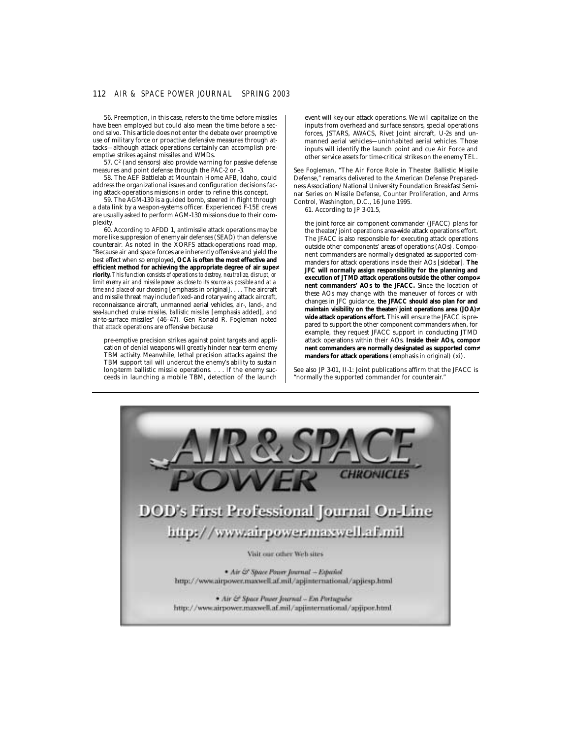56. Preemption, in this case, refers to the time before missiles have been employed but could also mean the time before a second salvo. This article does not enter the debate over preemptive use of military force or proactive defensive measures through attacks—although attack operations certainly can accomplish preemptive strikes against missiles and WMDs.

57. $C^2$ (and sensors) also provide warning for passive defense measures and point defense through the PAC-2 or -3.

58. The AEF Battlelab at Mountain Home AFB, Idaho, could address the organizational issues and configuration decisions facing attack-operations missions in order to refine this concept.

59. The AGM-130 is a guided bomb, steered in flight through a data link by a weapon-systems officer. Experienced F-15E crews are usually asked to perform AGM-130 missions due to their complexity.

60. According to AFDD 1, antimissile attack operations may be more like suppression of enemy air defenses (SEAD) than defensive counterair. As noted in the XORFS attack-operations road map, "Because air and space forces are inherently offensive and yield the best effect when so employed, **OCA is often the most effective and efficient method for achieving the appropriate degree of air superiority.** *This function consists of operations to destroy, neutralize, disrupt, or limit enemy air and missile power as close to its source as possible and at a time and place of our choosing* [emphasis in original]. . . . The aircraft and missile threat may include fixed- and rotary-wing attack aircraft, reconnaissance aircraft, unmanned aerial vehicles, air-, land-, and sea-launched *cruise missiles, ballistic missiles* [emphasis added], and air-to-surface missiles" (46–47). Gen Ronald R. Fogleman noted that attack operations are offensive because

> pre-emptive precision strikes against point targets and application of denial weapons will greatly hinder near-term enemy TBM activity. Meanwhile, lethal precision attacks against the TBM support tail will undercut the enemy's ability to sustain long-term ballistic missile operations. . . . If the enemy succeeds in launching a mobile TBM, detection of the launch event will key our attack operations. We will capitalize on the inputs from overhead and surface sensors, special operations forces, JSTARS, AWACS, Rivet Joint aircraft, U-2s and unmanned aerial vehicles—uninhabited aerial vehicles. Those inputs will identify the launch point and cue Air Force and other service assets for time-critical strikes on the enemy TEL.

See Fogleman, "The Air Force Role in Theater Ballistic Missile Defense," remarks delivered to the American Defense Preparedness Association/National University Foundation Breakfast Seminar Series on Missile Defense, Counter Proliferation, and Arms Control, Washington, D.C., 16 June 1995.

61. According to JP 3-01.5,

> the joint force air component commander (JFACC) plans for the theater/joint operations area-wide attack operations effort. The JFACC is also responsible for executing attack operations outside other components' areas of operations (AOs). Component commanders are normally designated as supported commanders for attack operations inside their AOs [sidebar]. **The JFC will normally assign responsibility for the planning and execution of JTMD attack operations outside the other component commanders' AOs to the JFACC.** Since the location of these AOs may change with the maneuver of forces or with changes in JFC guidance, **the JFACC should also plan for and maintain visibility on the theater/joint operations area (JOA)-wide attack operations effort.** This will ensure the JFACC is prepared to support the other component commanders when, for example, they request JFACC support in conducting JTMD attack operations within their AOs. **Inside their AOs, component commanders are normally designated as supported commanders for attack operations** (emphasis in original) (xi).

See also JP 3-01, II-1: Joint publications affirm that the JFACC is "normally the supported commander for counterair."

AIR & SPACE POWER CHRONICLES

DOD's First Professional Journal On-Line

http://www.airpower.maxwell.af.mil

Visit our other Web sites

- *Air & Space Power Journal – Español*
http://www.airpower.maxwell.af.mil/apjinternational/apjiesp.html

- *Air & Space Power Journal – Em Português*
http://www.airpower.maxwell.af.mil/apjinternational/apjipor.html